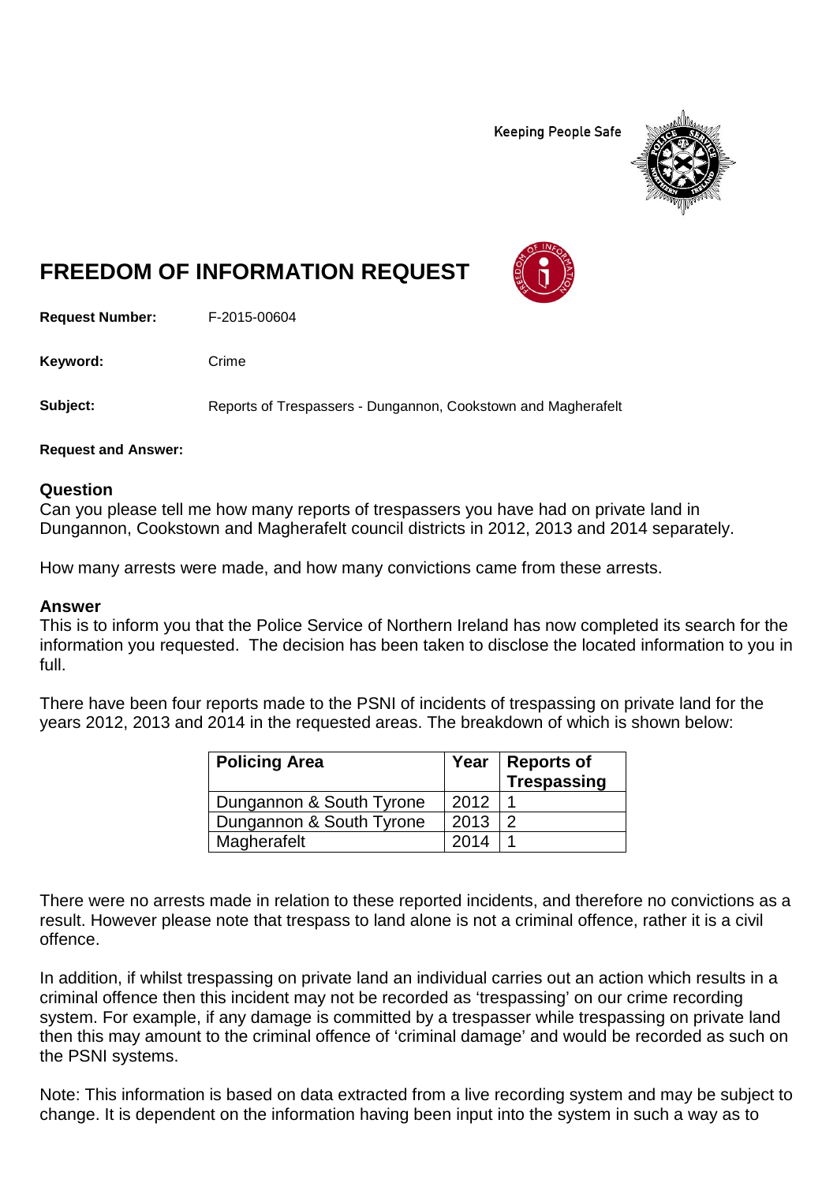Keeping People Safe

# FREEDOM OF INFORMATION REQUEST

**Request Number:** F-2015-00604

**Keyword:** Crime

**Subject:** Reports of Trespassers - Dungannon, Cookstown and Magherafelt

**Request and Answer:**

## Question

Can you please tell me how many reports of trespassers you have had on private land in Dungannon, Cookstown and Magherafelt council districts in 2012, 2013 and 2014 separately.

How many arrests were made, and how many convictions came from these arrests.

## Answer

This is to inform you that the Police Service of Northern Ireland has now completed its search for the information you requested. The decision has been taken to disclose the located information to you in full.

There have been four reports made to the PSNI of incidents of trespassing on private land for the years 2012, 2013 and 2014 in the requested areas. The breakdown of which is shown below:

| Policing Area | Year | Reports of Trespassing |
|---|---|---|
| Dungannon & South Tyrone | 2012 | 1 |
| Dungannon & South Tyrone | 2013 | 2 |
| Magherafelt | 2014 | 1 |

There were no arrests made in relation to these reported incidents, and therefore no convictions as a result. However please note that trespass to land alone is not a criminal offence, rather it is a civil offence.

In addition, if whilst trespassing on private land an individual carries out an action which results in a criminal offence then this incident may not be recorded as 'trespassing' on our crime recording system. For example, if any damage is committed by a trespasser while trespassing on private land then this may amount to the criminal offence of 'criminal damage' and would be recorded as such on the PSNI systems.

Note: This information is based on data extracted from a live recording system and may be subject to change. It is dependent on the information having been input into the system in such a way as to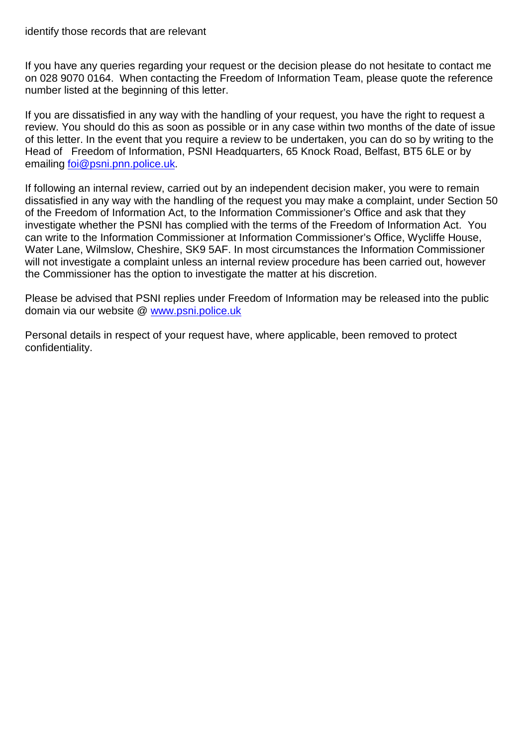identify those records that are relevant

If you have any queries regarding your request or the decision please do not hesitate to contact me on 028 9070 0164. When contacting the Freedom of Information Team, please quote the reference number listed at the beginning of this letter.

If you are dissatisfied in any way with the handling of your request, you have the right to request a review. You should do this as soon as possible or in any case within two months of the date of issue of this letter. In the event that you require a review to be undertaken, you can do so by writing to the Head of Freedom of Information, PSNI Headquarters, 65 Knock Road, Belfast, BT5 6LE or by emailing foi@psni.pnn.police.uk.

If following an internal review, carried out by an independent decision maker, you were to remain dissatisfied in any way with the handling of the request you may make a complaint, under Section 50 of the Freedom of Information Act, to the Information Commissioner's Office and ask that they investigate whether the PSNI has complied with the terms of the Freedom of Information Act. You can write to the Information Commissioner at Information Commissioner's Office, Wycliffe House, Water Lane, Wilmslow, Cheshire, SK9 5AF. In most circumstances the Information Commissioner will not investigate a complaint unless an internal review procedure has been carried out, however the Commissioner has the option to investigate the matter at his discretion.

Please be advised that PSNI replies under Freedom of Information may be released into the public domain via our website @ www.psni.police.uk

Personal details in respect of your request have, where applicable, been removed to protect confidentiality.